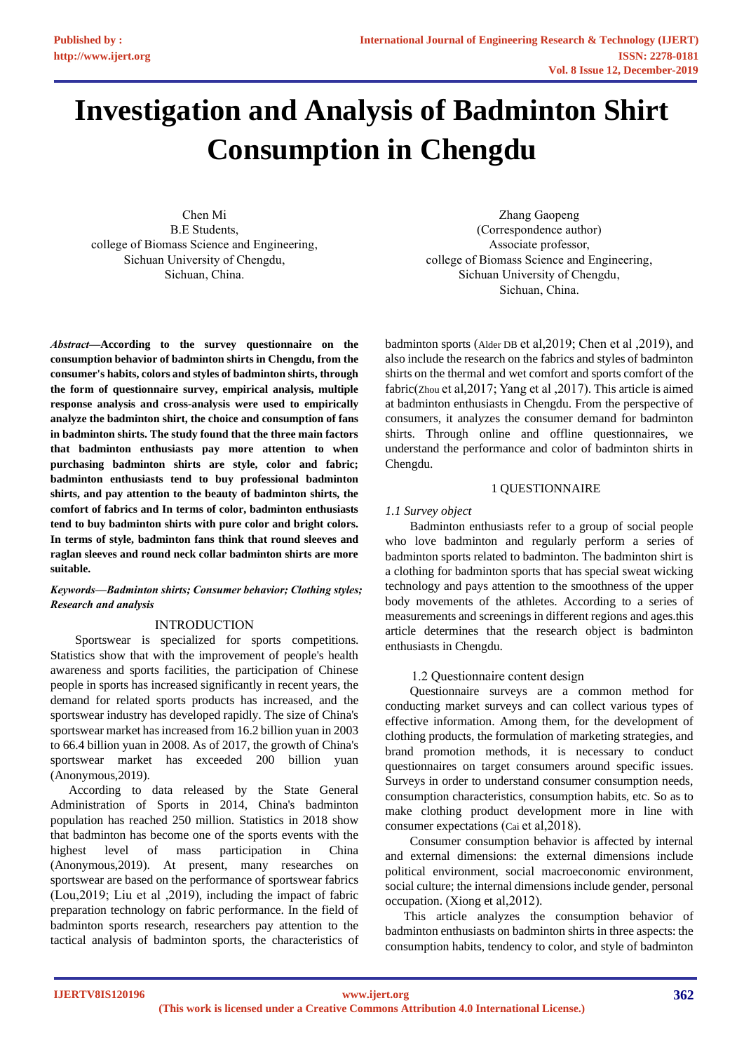# Investigation and Analysis of Badminton Shirt Consumption in Chengdu

Chen Mi
B.E Students,
college of Biomass Science and Engineering,
Sichuan University of Chengdu,
Sichuan, China.

Zhang Gaopeng
(Correspondence author)
Associate professor,
college of Biomass Science and Engineering,
Sichuan University of Chengdu,
Sichuan, China.

***Abstract*—According to the survey questionnaire on the consumption behavior of badminton shirts in Chengdu, from the consumer's habits, colors and styles of badminton shirts, through the form of questionnaire survey, empirical analysis, multiple response analysis and cross-analysis were used to empirically analyze the badminton shirt, the choice and consumption of fans in badminton shirts. The study found that the three main factors that badminton enthusiasts pay more attention to when purchasing badminton shirts are style, color and fabric; badminton enthusiasts tend to buy professional badminton shirts, and pay attention to the beauty of badminton shirts, the comfort of fabrics and In terms of color, badminton enthusiasts tend to buy badminton shirts with pure color and bright colors. In terms of style, badminton fans think that round sleeves and raglan sleeves and round neck collar badminton shirts are more suitable.**

***Keywords*—Badminton shirts; Consumer behavior; Clothing styles; Research and analysis**

## INTRODUCTION

Sportswear is specialized for sports competitions. Statistics show that with the improvement of people's health awareness and sports facilities, the participation of Chinese people in sports has increased significantly in recent years, the demand for related sports products has increased, and the sportswear industry has developed rapidly. The size of China's sportswear market has increased from 16.2 billion yuan in 2003 to 66.4 billion yuan in 2008. As of 2017, the growth of China's sportswear market has exceeded 200 billion yuan (Anonymous,2019).

According to data released by the State General Administration of Sports in 2014, China's badminton population has reached 250 million. Statistics in 2018 show that badminton has become one of the sports events with the highest level of mass participation in China (Anonymous,2019). At present, many researches on sportswear are based on the performance of sportswear fabrics (Lou,2019; Liu et al ,2019), including the impact of fabric preparation technology on fabric performance. In the field of badminton sports research, researchers pay attention to the tactical analysis of badminton sports, the characteristics of badminton sports (Alder DB et al,2019; Chen et al ,2019), and also include the research on the fabrics and styles of badminton shirts on the thermal and wet comfort and sports comfort of the fabric(Zhou et al,2017; Yang et al ,2017). This article is aimed at badminton enthusiasts in Chengdu. From the perspective of consumers, it analyzes the consumer demand for badminton shirts. Through online and offline questionnaires, we understand the performance and color of badminton shirts in Chengdu.

## 1 QUESTIONNAIRE

### *1.1 Survey object*

Badminton enthusiasts refer to a group of social people who love badminton and regularly perform a series of badminton sports related to badminton. The badminton shirt is a clothing for badminton sports that has special sweat wicking technology and pays attention to the smoothness of the upper body movements of the athletes. According to a series of measurements and screenings in different regions and ages.this article determines that the research object is badminton enthusiasts in Chengdu.

### 1.2 Questionnaire content design

Questionnaire surveys are a common method for conducting market surveys and can collect various types of effective information. Among them, for the development of clothing products, the formulation of marketing strategies, and brand promotion methods, it is necessary to conduct questionnaires on target consumers around specific issues. Surveys in order to understand consumer consumption needs, consumption characteristics, consumption habits, etc. So as to make clothing product development more in line with consumer expectations (Cai et al,2018).

Consumer consumption behavior is affected by internal and external dimensions: the external dimensions include political environment, social macroeconomic environment, social culture; the internal dimensions include gender, personal occupation. (Xiong et al,2012).

This article analyzes the consumption behavior of badminton enthusiasts on badminton shirts in three aspects: the consumption habits, tendency to color, and style of badminton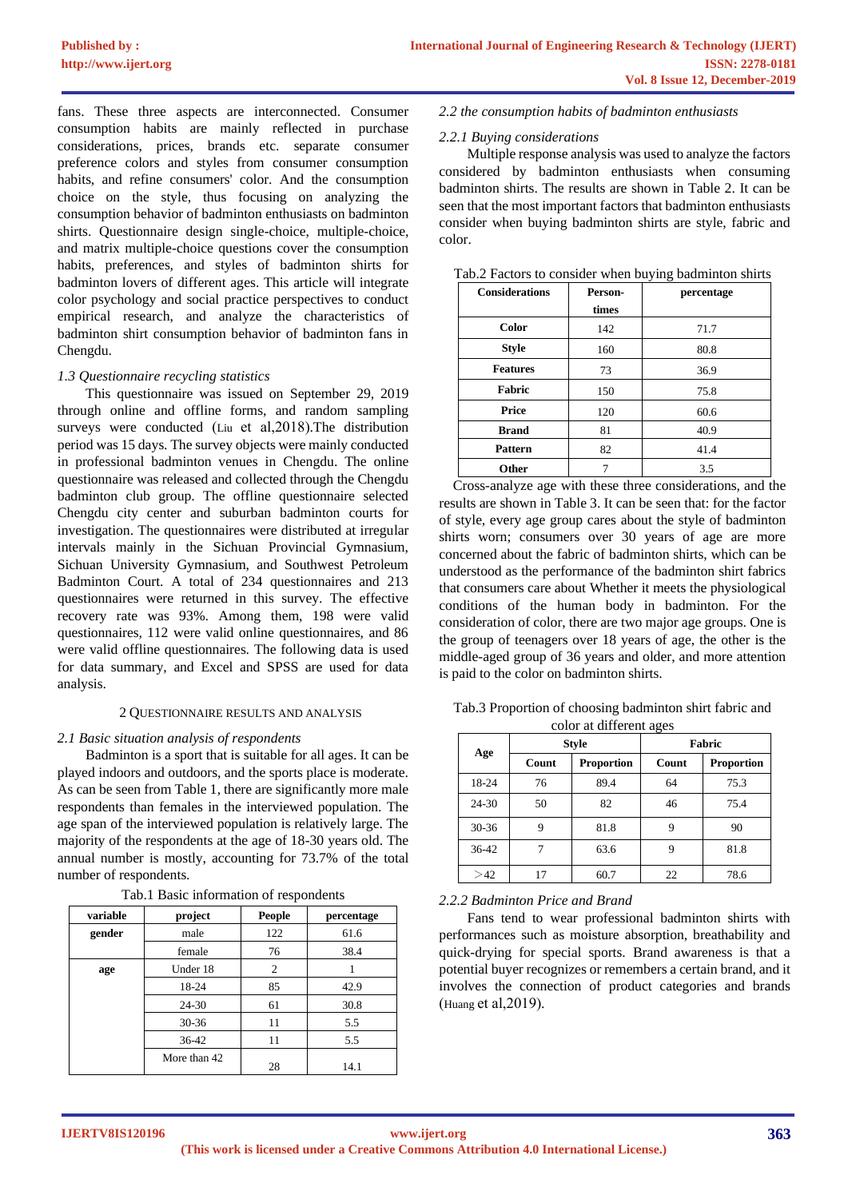fans. These three aspects are interconnected. Consumer consumption habits are mainly reflected in purchase considerations, prices, brands etc. separate consumer preference colors and styles from consumer consumption habits, and refine consumers' color. And the consumption choice on the style, thus focusing on analyzing the consumption behavior of badminton enthusiasts on badminton shirts. Questionnaire design single-choice, multiple-choice, and matrix multiple-choice questions cover the consumption habits, preferences, and styles of badminton shirts for badminton lovers of different ages. This article will integrate color psychology and social practice perspectives to conduct empirical research, and analyze the characteristics of badminton shirt consumption behavior of badminton fans in Chengdu.

### *1.3 Questionnaire recycling statistics*

This questionnaire was issued on September 29, 2019 through online and offline forms, and random sampling surveys were conducted (Liu et al,2018).The distribution period was 15 days. The survey objects were mainly conducted in professional badminton venues in Chengdu. The online questionnaire was released and collected through the Chengdu badminton club group. The offline questionnaire selected Chengdu city center and suburban badminton courts for investigation. The questionnaires were distributed at irregular intervals mainly in the Sichuan Provincial Gymnasium, Sichuan University Gymnasium, and Southwest Petroleum Badminton Court. A total of 234 questionnaires and 213 questionnaires were returned in this survey. The effective recovery rate was 93%. Among them, 198 were valid questionnaires, 112 were valid online questionnaires, and 86 were valid offline questionnaires. The following data is used for data summary, and Excel and SPSS are used for data analysis.

## 2 QUESTIONNAIRE RESULTS AND ANALYSIS

### *2.1 Basic situation analysis of respondents*

Badminton is a sport that is suitable for all ages. It can be played indoors and outdoors, and the sports place is moderate. As can be seen from Table 1, there are significantly more male respondents than females in the interviewed population. The age span of the interviewed population is relatively large. The majority of the respondents at the age of 18-30 years old. The annual number is mostly, accounting for 73.7% of the total number of respondents.

Tab.1 Basic information of respondents

| variable | project | People | percentage |
|---|---|---|---|
| **gender** | male | 122 | 61.6 |
| | female | 76 | 38.4 |
| **age** | Under 18 | 2 | 1 |
| | 18-24 | 85 | 42.9 |
| | 24-30 | 61 | 30.8 |
| | 30-36 | 11 | 5.5 |
| | 36-42 | 11 | 5.5 |
| | More than 42 | 28 | 14.1 |

### *2.2 the consumption habits of badminton enthusiasts*

#### *2.2.1 Buying considerations*

Multiple response analysis was used to analyze the factors considered by badminton enthusiasts when consuming badminton shirts. The results are shown in Table 2. It can be seen that the most important factors that badminton enthusiasts consider when buying badminton shirts are style, fabric and color.

Tab.2 Factors to consider when buying badminton shirts

| Considerations | Person-times | percentage |
|---|---|---|
| **Color** | 142 | 71.7 |
| **Style** | 160 | 80.8 |
| **Features** | 73 | 36.9 |
| **Fabric** | 150 | 75.8 |
| **Price** | 120 | 60.6 |
| **Brand** | 81 | 40.9 |
| **Pattern** | 82 | 41.4 |
| **Other** | 7 | 3.5 |

Cross-analyze age with these three considerations, and the results are shown in Table 3. It can be seen that: for the factor of style, every age group cares about the style of badminton shirts worn; consumers over 30 years of age are more concerned about the fabric of badminton shirts, which can be understood as the performance of the badminton shirt fabrics that consumers care about Whether it meets the physiological conditions of the human body in badminton. For the consideration of color, there are two major age groups. One is the group of teenagers over 18 years of age, the other is the middle-aged group of 36 years and older, and more attention is paid to the color on badminton shirts.

Tab.3 Proportion of choosing badminton shirt fabric and color at different ages

| Age | Style | | Fabric | |
|---|---|---|---|---|
| | Count | Proportion | Count | Proportion |
| 18-24 | 76 | 89.4 | 64 | 75.3 |
| 24-30 | 50 | 82 | 46 | 75.4 |
| 30-36 | 9 | 81.8 | 9 | 90 |
| 36-42 | 7 | 63.6 | 9 | 81.8 |
| ＞42 | 17 | 60.7 | 22 | 78.6 |

#### *2.2.2 Badminton Price and Brand*

Fans tend to wear professional badminton shirts with performances such as moisture absorption, breathability and quick-drying for special sports. Brand awareness is that a potential buyer recognizes or remembers a certain brand, and it involves the connection of product categories and brands (Huang et al,2019).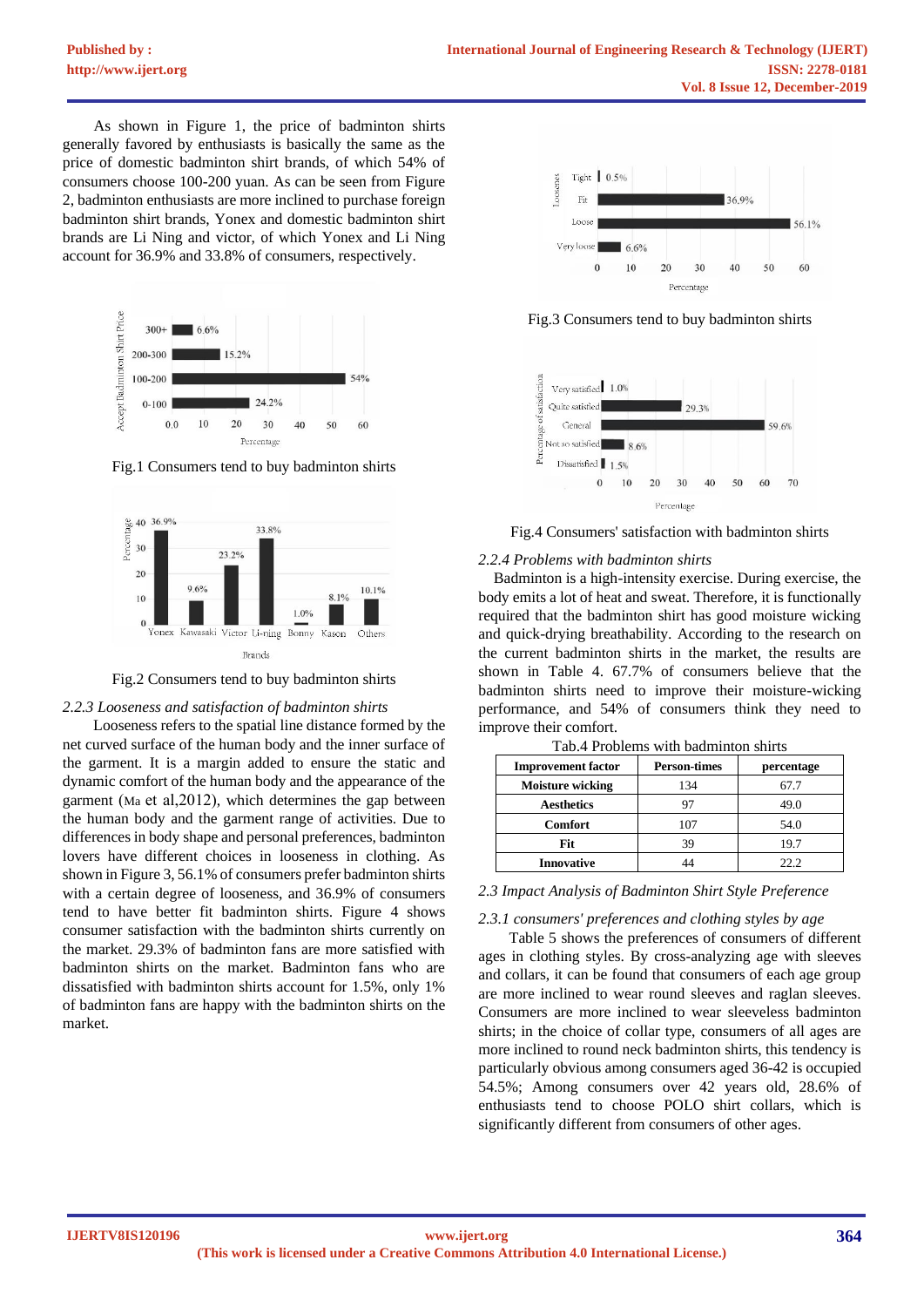As shown in Figure 1, the price of badminton shirts generally favored by enthusiasts is basically the same as the price of domestic badminton shirt brands, of which 54% of consumers choose 100-200 yuan. As can be seen from Figure 2, badminton enthusiasts are more inclined to purchase foreign badminton shirt brands, Yonex and domestic badminton shirt brands are Li Ning and victor, of which Yonex and Li Ning account for 36.9% and 33.8% of consumers, respectively.

Accept Badminton Shirt Price

300+ 6.6%
200-300 15.2%
100-200 54%
0-100 24.2%

0.0 10 20 30 40 50 60

Percentage

Fig.1 Consumers tend to buy badminton shirts

Percentage

40 36.9% 33.8%
30 23.2%
20
10 9.6% 1.0% 8.1% 10.1%
0

Yonex Kawasaki Victor Li-ning Bonny Kason Others

Brands

Fig.2 Consumers tend to buy badminton shirts

*2.2.3 Looseness and satisfaction of badminton shirts*

Looseness refers to the spatial line distance formed by the net curved surface of the human body and the inner surface of the garment. It is a margin added to ensure the static and dynamic comfort of the human body and the appearance of the garment (Ma et al,2012), which determines the gap between the human body and the garment range of activities. Due to differences in body shape and personal preferences, badminton lovers have different choices in looseness in clothing. As shown in Figure 3, 56.1% of consumers prefer badminton shirts with a certain degree of looseness, and 36.9% of consumers tend to have better fit badminton shirts. Figure 4 shows consumer satisfaction with the badminton shirts currently on the market. 29.3% of badminton fans are more satisfied with badminton shirts on the market. Badminton fans who are dissatisfied with badminton shirts account for 1.5%, only 1% of badminton fans are happy with the badminton shirts on the market.

Looseness

Tight 0.5%
Fit 36.9%
Loose 56.1%
Very loose 6.6%

0 10 20 30 40 50 60

Percentage

Fig.3 Consumers tend to buy badminton shirts

Percentage of satisfaction

Very satisfied 1.0%
Quite satisfied 29.3%
General 59.6%
Not so satisfied 8.6%
Dissatisfied 1.5%

0 10 20 30 40 50 60 70

Percentage

Fig.4 Consumers' satisfaction with badminton shirts

*2.2.4 Problems with badminton shirts*

Badminton is a high-intensity exercise. During exercise, the body emits a lot of heat and sweat. Therefore, it is functionally required that the badminton shirt has good moisture wicking and quick-drying breathability. According to the research on the current badminton shirts in the market, the results are shown in Table 4. 67.7% of consumers believe that the badminton shirts need to improve their moisture-wicking performance, and 54% of consumers think they need to improve their comfort.

Tab.4 Problems with badminton shirts

| Improvement factor | Person-times | percentage |
|---|---|---|
| Moisture wicking | 134 | 67.7 |
| Aesthetics | 97 | 49.0 |
| Comfort | 107 | 54.0 |
| Fit | 39 | 19.7 |
| Innovative | 44 | 22.2 |

*2.3 Impact Analysis of Badminton Shirt Style Preference*

*2.3.1 consumers' preferences and clothing styles by age*

Table 5 shows the preferences of consumers of different ages in clothing styles. By cross-analyzing age with sleeves and collars, it can be found that consumers of each age group are more inclined to wear round sleeves and raglan sleeves. Consumers are more inclined to wear sleeveless badminton shirts; in the choice of collar type, consumers of all ages are more inclined to round neck badminton shirts, this tendency is particularly obvious among consumers aged 36-42 is occupied 54.5%; Among consumers over 42 years old, 28.6% of enthusiasts tend to choose POLO shirt collars, which is significantly different from consumers of other ages.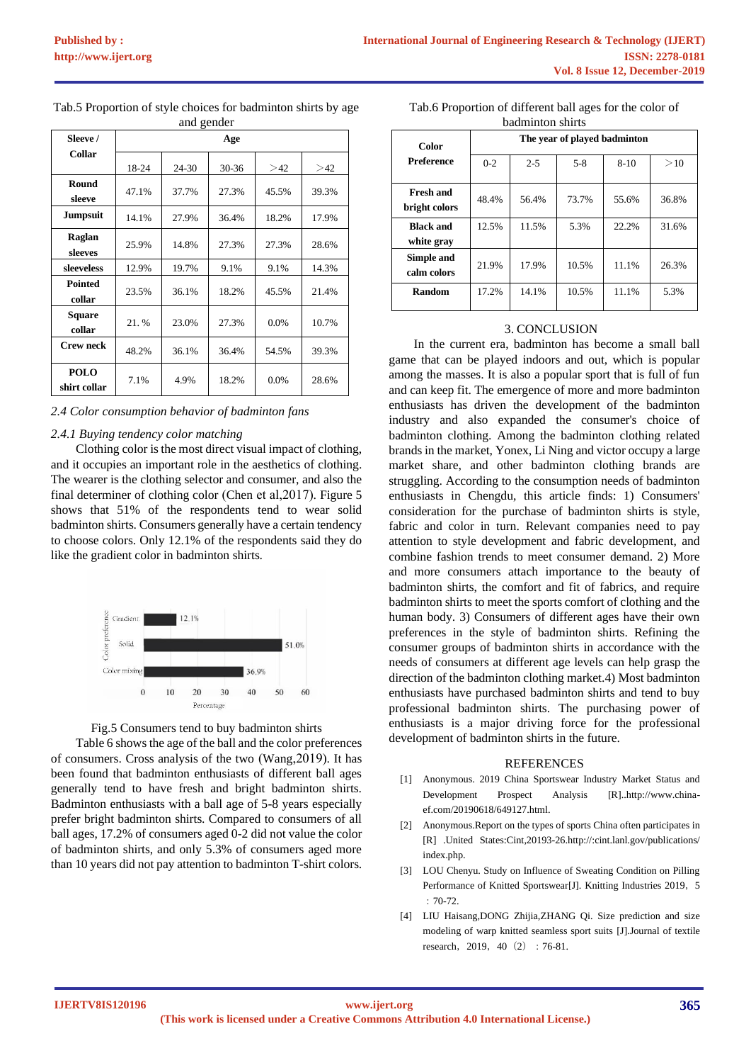Tab.5 Proportion of style choices for badminton shirts by age and gender

| Sleeve / Collar | Age | | | | |
|---|---|---|---|---|---|
| | 18-24 | 24-30 | 30-36 | >42 | >42 |
| **Round sleeve** | 47.1% | 37.7% | 27.3% | 45.5% | 39.3% |
| **Jumpsuit** | 14.1% | 27.9% | 36.4% | 18.2% | 17.9% |
| **Raglan sleeves** | 25.9% | 14.8% | 27.3% | 27.3% | 28.6% |
| **sleeveless** | 12.9% | 19.7% | 9.1% | 9.1% | 14.3% |
| **Pointed collar** | 23.5% | 36.1% | 18.2% | 45.5% | 21.4% |
| **Square collar** | 21. % | 23.0% | 27.3% | 0.0% | 10.7% |
| **Crew neck** | 48.2% | 36.1% | 36.4% | 54.5% | 39.3% |
| **POLO shirt collar** | 7.1% | 4.9% | 18.2% | 0.0% | 28.6% |

*2.4 Color consumption behavior of badminton fans*

*2.4.1 Buying tendency color matching*

Clothing color is the most direct visual impact of clothing, and it occupies an important role in the aesthetics of clothing. The wearer is the clothing selector and consumer, and also the final determiner of clothing color (Chen et al,2017). Figure 5 shows that 51% of the respondents tend to wear solid badminton shirts. Consumers generally have a certain tendency to choose colors. Only 12.1% of the respondents said they do like the gradient color in badminton shirts.

Color preference
Gradient 12.1%
Solid 51.0%
Color mixing 36.9%
0 10 20 30 40 50 60
Percentage

Fig.5 Consumers tend to buy badminton shirts

Table 6 shows the age of the ball and the color preferences of consumers. Cross analysis of the two (Wang,2019). It has been found that badminton enthusiasts of different ball ages generally tend to have fresh and bright badminton shirts. Badminton enthusiasts with a ball age of 5-8 years especially prefer bright badminton shirts. Compared to consumers of all ball ages, 17.2% of consumers aged 0-2 did not value the color of badminton shirts, and only 5.3% of consumers aged more than 10 years did not pay attention to badminton T-shirt colors.

Tab.6 Proportion of different ball ages for the color of badminton shirts

| Color Preference | The year of played badminton | | | | |
|---|---|---|---|---|---|
| | 0-2 | 2-5 | 5-8 | 8-10 | >10 |
| **Fresh and bright colors** | 48.4% | 56.4% | 73.7% | 55.6% | 36.8% |
| **Black and white gray** | 12.5% | 11.5% | 5.3% | 22.2% | 31.6% |
| **Simple and calm colors** | 21.9% | 17.9% | 10.5% | 11.1% | 26.3% |
| **Random** | 17.2% | 14.1% | 10.5% | 11.1% | 5.3% |

## 3. CONCLUSION

In the current era, badminton has become a small ball game that can be played indoors and out, which is popular among the masses. It is also a popular sport that is full of fun and can keep fit. The emergence of more and more badminton enthusiasts has driven the development of the badminton industry and also expanded the consumer's choice of badminton clothing. Among the badminton clothing related brands in the market, Yonex, Li Ning and victor occupy a large market share, and other badminton clothing brands are struggling. According to the consumption needs of badminton enthusiasts in Chengdu, this article finds: 1) Consumers' consideration for the purchase of badminton shirts is style, fabric and color in turn. Relevant companies need to pay attention to style development and fabric development, and combine fashion trends to meet consumer demand. 2) More and more consumers attach importance to the beauty of badminton shirts, the comfort and fit of fabrics, and require badminton shirts to meet the sports comfort of clothing and the human body. 3) Consumers of different ages have their own preferences in the style of badminton shirts. Refining the consumer groups of badminton shirts in accordance with the needs of consumers at different age levels can help grasp the direction of the badminton clothing market.4) Most badminton enthusiasts have purchased badminton shirts and tend to buy professional badminton shirts. The purchasing power of enthusiasts is a major driving force for the professional development of badminton shirts in the future.

## REFERENCES

[1] Anonymous. 2019 China Sportswear Industry Market Status and Development Prospect Analysis [R]..http://www.china-ef.com/20190618/649127.html.

[2] Anonymous.Report on the types of sports China often participates in [R] .United States:Cint,20193-26.http://:cint.lanl.gov/publications/index.php.

[3] LOU Chenyu. Study on Influence of Sweating Condition on Pilling Performance of Knitted Sportswear[J]. Knitting Industries 2019，5 ：70-72.

[4] LIU Haisang,DONG Zhijia,ZHANG Qi. Size prediction and size modeling of warp knitted seamless sport suits [J].Journal of textile research，2019，40（2）：76-81.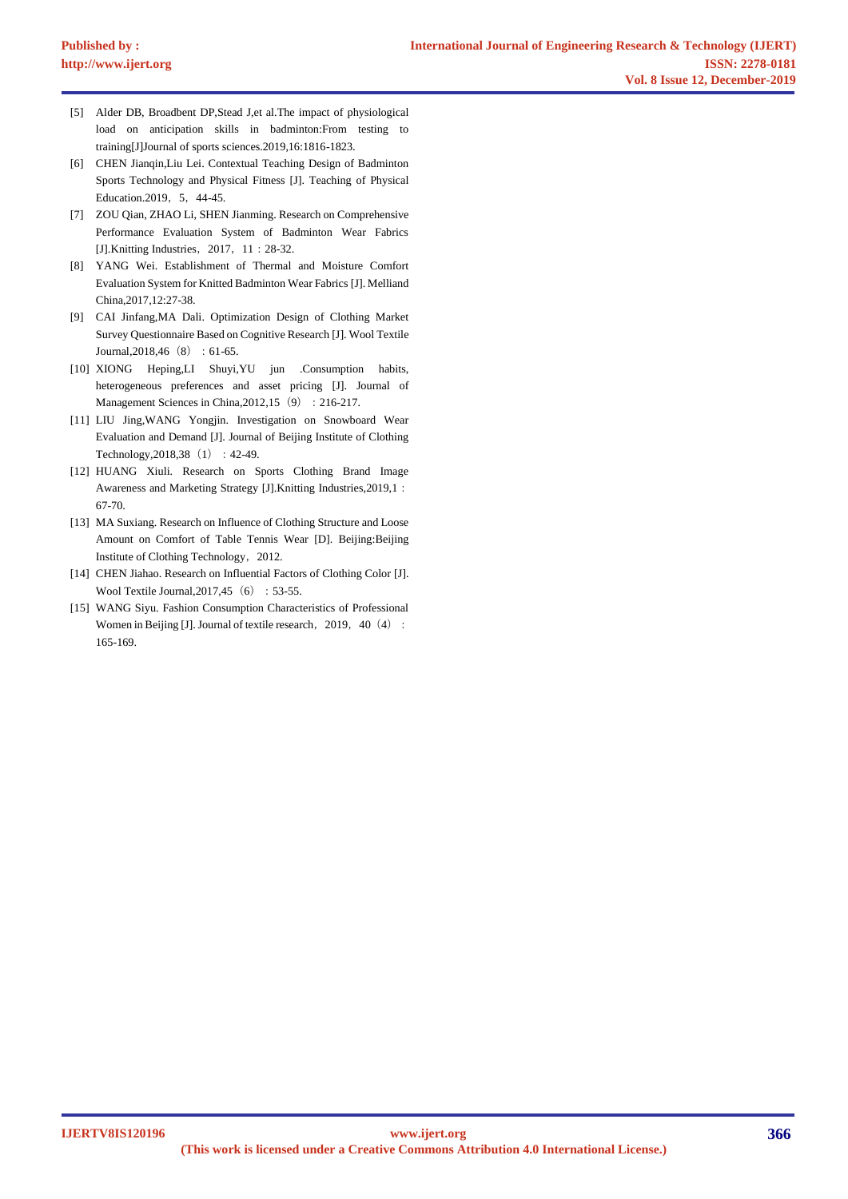[5] Alder DB, Broadbent DP,Stead J,et al.The impact of physiological load on anticipation skills in badminton:From testing to training[J]Journal of sports sciences.2019,16:1816-1823.

[6] CHEN Jianqin,Liu Lei. Contextual Teaching Design of Badminton Sports Technology and Physical Fitness [J]. Teaching of Physical Education.2019，5，44-45.

[7] ZOU Qian, ZHAO Li, SHEN Jianming. Research on Comprehensive Performance Evaluation System of Badminton Wear Fabrics [J].Knitting Industries，2017，11：28-32.

[8] YANG Wei. Establishment of Thermal and Moisture Comfort Evaluation System for Knitted Badminton Wear Fabrics [J]. Melliand China,2017,12:27-38.

[9] CAI Jinfang,MA Dali. Optimization Design of Clothing Market Survey Questionnaire Based on Cognitive Research [J]. Wool Textile Journal,2018,46（8）：61-65.

[10] XIONG Heping,LI Shuyi,YU jun .Consumption habits, heterogeneous preferences and asset pricing [J]. Journal of Management Sciences in China,2012,15（9）：216-217.

[11] LIU Jing,WANG Yongjin. Investigation on Snowboard Wear Evaluation and Demand [J]. Journal of Beijing Institute of Clothing Technology,2018,38（1）：42-49.

[12] HUANG Xiuli. Research on Sports Clothing Brand Image Awareness and Marketing Strategy [J].Knitting Industries,2019,1：67-70.

[13] MA Suxiang. Research on Influence of Clothing Structure and Loose Amount on Comfort of Table Tennis Wear [D]. Beijing:Beijing Institute of Clothing Technology，2012.

[14] CHEN Jiahao. Research on Influential Factors of Clothing Color [J]. Wool Textile Journal,2017,45（6）：53-55.

[15] WANG Siyu. Fashion Consumption Characteristics of Professional Women in Beijing [J]. Journal of textile research，2019，40（4）：165-169.